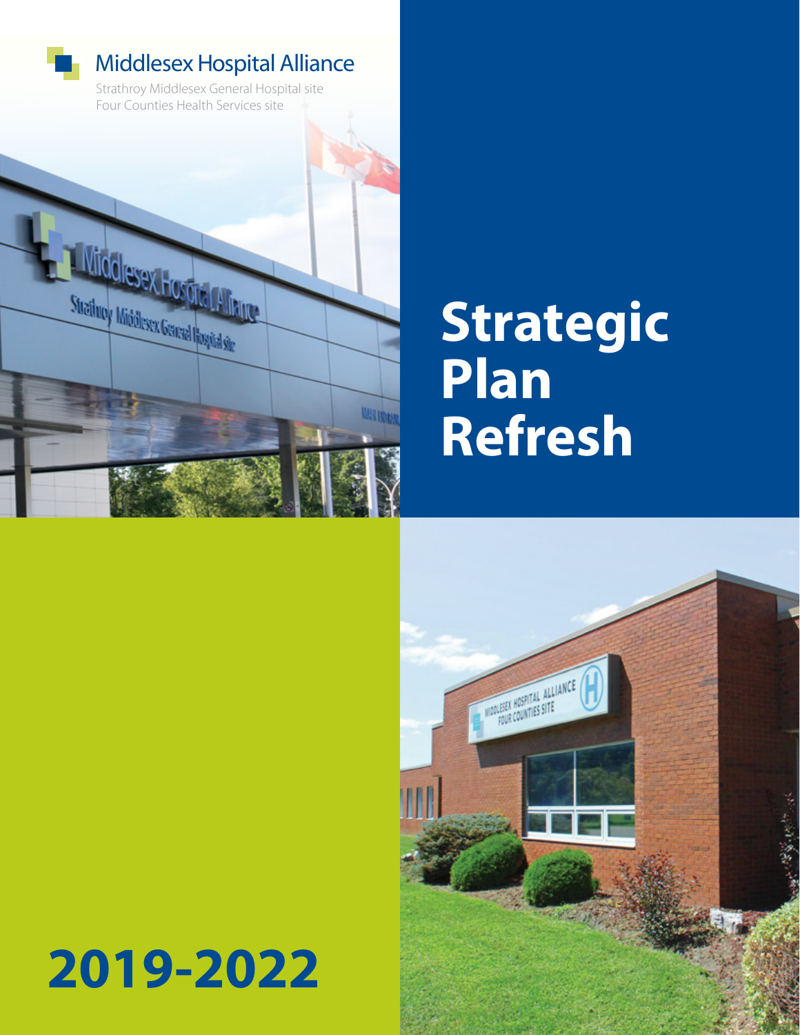Middlesex Hospital Alliance

Strathroy Middlesex General Hospital site
Four Counties Health Services site

# Strategic Plan Refresh

# 2019-2022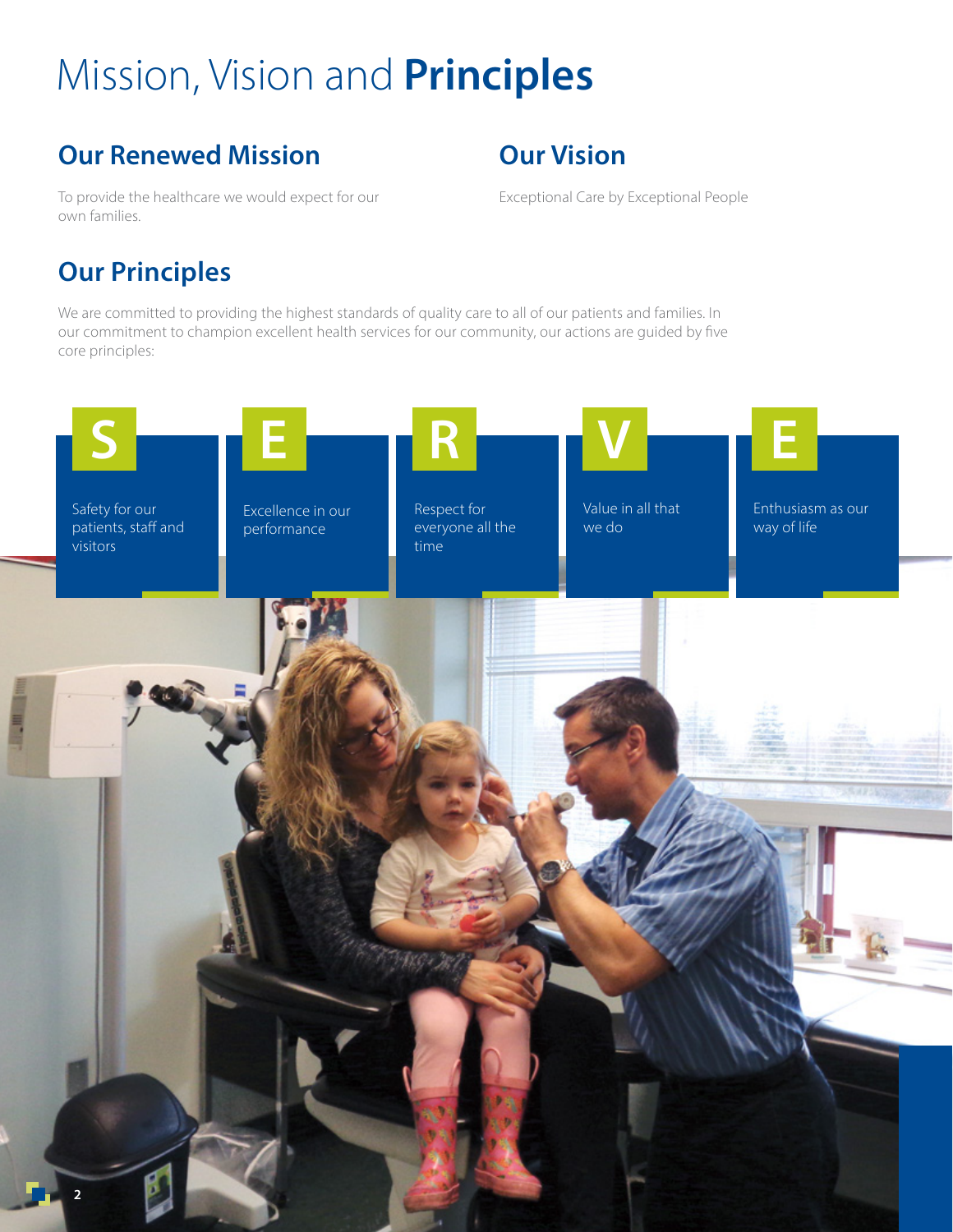# Mission, Vision and **Principles**

## Our Renewed Mission

To provide the healthcare we would expect for our own families.

## Our Vision

Exceptional Care by Exceptional People

## Our Principles

We are committed to providing the highest standards of quality care to all of our patients and families. In our commitment to champion excellent health services for our community, our actions are guided by five core principles:

- **S** — Safety for our patients, staff and visitors
- **E** — Excellence in our performance
- **R** — Respect for everyone all the time
- **V** — Value in all that we do
- **E** — Enthusiasm as our way of life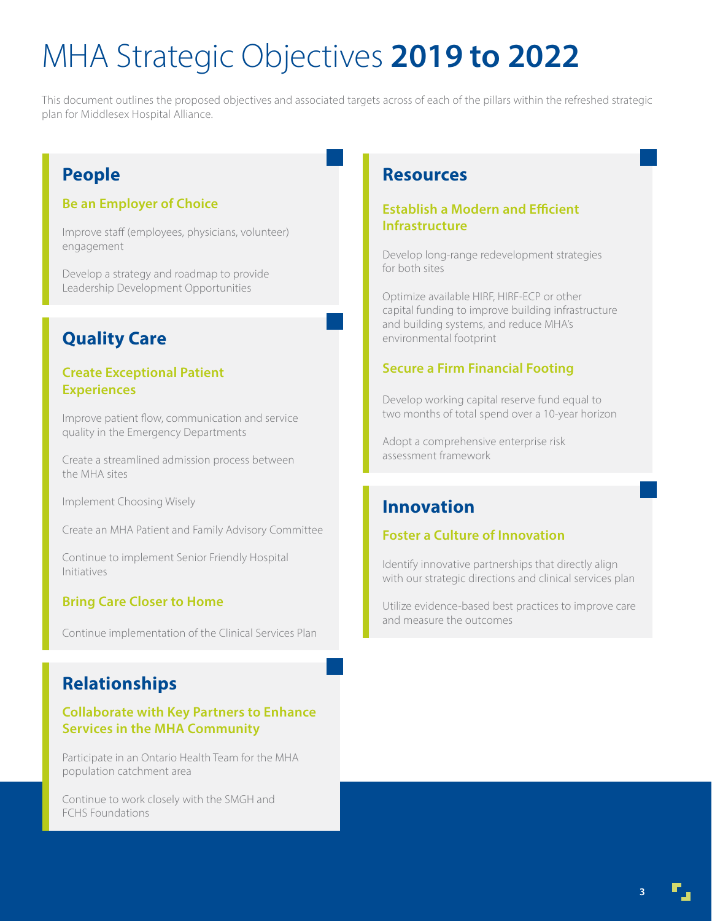# MHA Strategic Objectives **2019 to 2022**

This document outlines the proposed objectives and associated targets across of each of the pillars within the refreshed strategic plan for Middlesex Hospital Alliance.

## People

### Be an Employer of Choice

Improve staff (employees, physicians, volunteer) engagement

Develop a strategy and roadmap to provide Leadership Development Opportunities

## Quality Care

### Create Exceptional Patient Experiences

Improve patient flow, communication and service quality in the Emergency Departments

Create a streamlined admission process between the MHA sites

Implement Choosing Wisely

Create an MHA Patient and Family Advisory Committee

Continue to implement Senior Friendly Hospital Initiatives

### Bring Care Closer to Home

Continue implementation of the Clinical Services Plan

## Relationships

### Collaborate with Key Partners to Enhance Services in the MHA Community

Participate in an Ontario Health Team for the MHA population catchment area

Continue to work closely with the SMGH and FCHS Foundations

## Resources

### Establish a Modern and Efficient Infrastructure

Develop long-range redevelopment strategies for both sites

Optimize available HIRF, HIRF-ECP or other capital funding to improve building infrastructure and building systems, and reduce MHA's environmental footprint

### Secure a Firm Financial Footing

Develop working capital reserve fund equal to two months of total spend over a 10-year horizon

Adopt a comprehensive enterprise risk assessment framework

## Innovation

### Foster a Culture of Innovation

Identify innovative partnerships that directly align with our strategic directions and clinical services plan

Utilize evidence-based best practices to improve care and measure the outcomes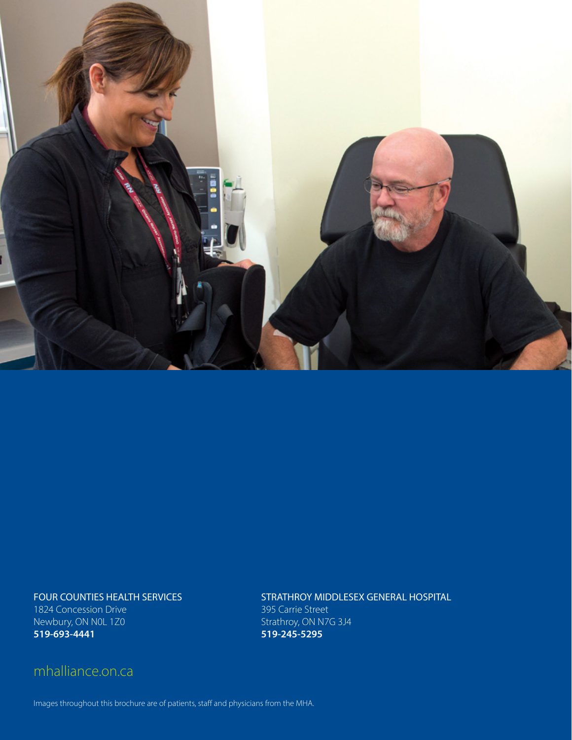FOUR COUNTIES HEALTH SERVICES
1824 Concession Drive
Newbury, ON N0L 1Z0
**519-693-4441**

STRATHROY MIDDLESEX GENERAL HOSPITAL
395 Carrie Street
Strathroy, ON N7G 3J4
**519-245-5295**

mhalliance.on.ca

Images throughout this brochure are of patients, staff and physicians from the MHA.